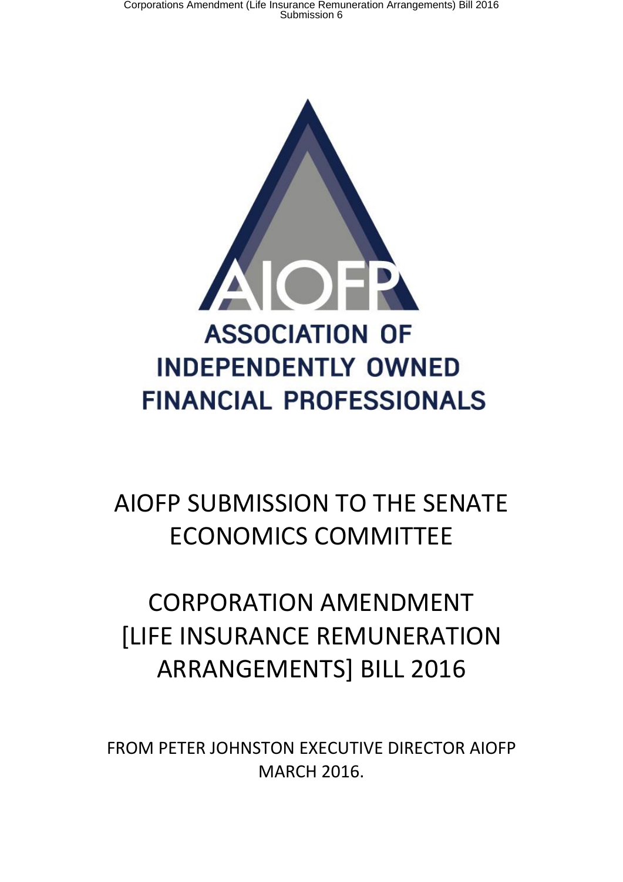AIOFP

ASSOCIATION OF INDEPENDENTLY OWNED FINANCIAL PROFESSIONALS

# AIOFP SUBMISSION TO THE SENATE ECONOMICS COMMITTEE

# CORPORATION AMENDMENT [LIFE INSURANCE REMUNERATION ARRANGEMENTS] BILL 2016

FROM PETER JOHNSTON EXECUTIVE DIRECTOR AIOFP
MARCH 2016.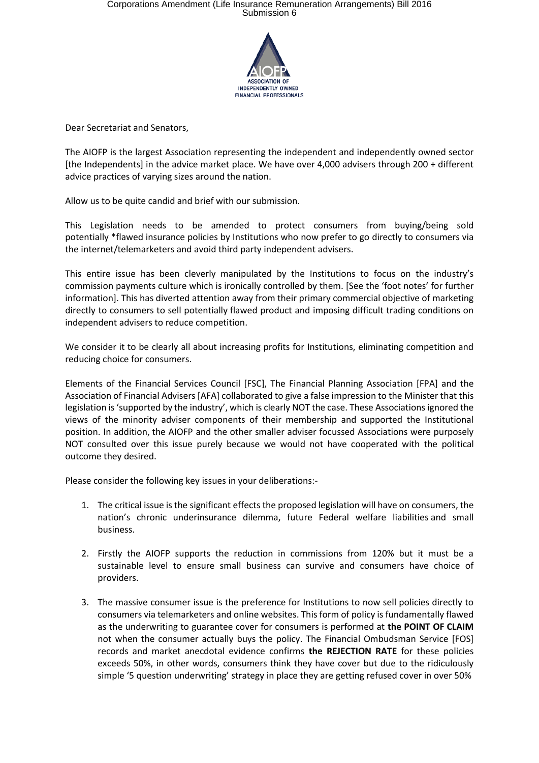Dear Secretariat and Senators,

The AIOFP is the largest Association representing the independent and independently owned sector [the Independents] in the advice market place. We have over 4,000 advisers through 200 + different advice practices of varying sizes around the nation.

Allow us to be quite candid and brief with our submission.

This Legislation needs to be amended to protect consumers from buying/being sold potentially *flawed insurance policies by Institutions who now prefer to go directly to consumers via the internet/telemarketers and avoid third party independent advisers.

This entire issue has been cleverly manipulated by the Institutions to focus on the industry's commission payments culture which is ironically controlled by them. [See the 'foot notes' for further information]. This has diverted attention away from their primary commercial objective of marketing directly to consumers to sell potentially flawed product and imposing difficult trading conditions on independent advisers to reduce competition.

We consider it to be clearly all about increasing profits for Institutions, eliminating competition and reducing choice for consumers.

Elements of the Financial Services Council [FSC], The Financial Planning Association [FPA] and the Association of Financial Advisers [AFA] collaborated to give a false impression to the Minister that this legislation is 'supported by the industry', which is clearly NOT the case. These Associations ignored the views of the minority adviser components of their membership and supported the Institutional position. In addition, the AIOFP and the other smaller adviser focussed Associations were purposely NOT consulted over this issue purely because we would not have cooperated with the political outcome they desired.

Please consider the following key issues in your deliberations:-

1. The critical issue is the significant effects the proposed legislation will have on consumers, the nation's chronic underinsurance dilemma, future Federal welfare liabilities and small business.

2. Firstly the AIOFP supports the reduction in commissions from 120% but it must be a sustainable level to ensure small business can survive and consumers have choice of providers.

3. The massive consumer issue is the preference for Institutions to now sell policies directly to consumers via telemarketers and online websites. This form of policy is fundamentally flawed as the underwriting to guarantee cover for consumers is performed at **the POINT OF CLAIM** not when the consumer actually buys the policy. The Financial Ombudsman Service [FOS] records and market anecdotal evidence confirms **the REJECTION RATE** for these policies exceeds 50%, in other words, consumers think they have cover but due to the ridiculously simple '5 question underwriting' strategy in place they are getting refused cover in over 50%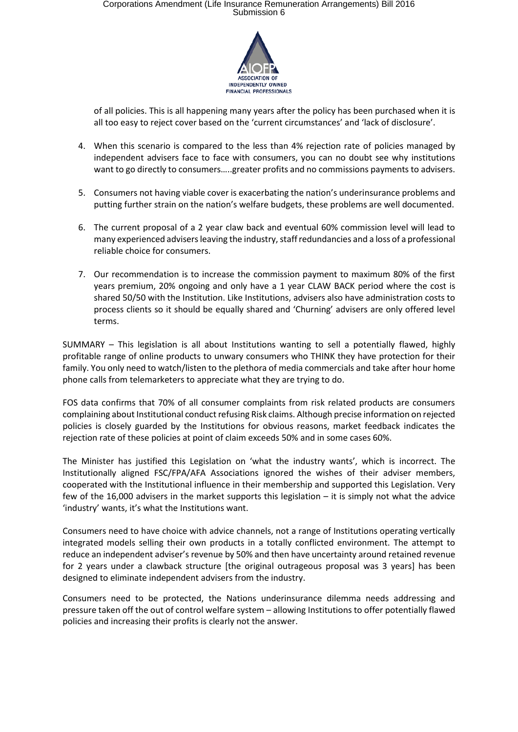of all policies. This is all happening many years after the policy has been purchased when it is all too easy to reject cover based on the 'current circumstances' and 'lack of disclosure'.

4. When this scenario is compared to the less than 4% rejection rate of policies managed by independent advisers face to face with consumers, you can no doubt see why institutions want to go directly to consumers…..greater profits and no commissions payments to advisers.

5. Consumers not having viable cover is exacerbating the nation's underinsurance problems and putting further strain on the nation's welfare budgets, these problems are well documented.

6. The current proposal of a 2 year claw back and eventual 60% commission level will lead to many experienced advisers leaving the industry, staff redundancies and a loss of a professional reliable choice for consumers.

7. Our recommendation is to increase the commission payment to maximum 80% of the first years premium, 20% ongoing and only have a 1 year CLAW BACK period where the cost is shared 50/50 with the Institution. Like Institutions, advisers also have administration costs to process clients so it should be equally shared and 'Churning' advisers are only offered level terms.

SUMMARY – This legislation is all about Institutions wanting to sell a potentially flawed, highly profitable range of online products to unwary consumers who THINK they have protection for their family. You only need to watch/listen to the plethora of media commercials and take after hour home phone calls from telemarketers to appreciate what they are trying to do.

FOS data confirms that 70% of all consumer complaints from risk related products are consumers complaining about Institutional conduct refusing Risk claims. Although precise information on rejected policies is closely guarded by the Institutions for obvious reasons, market feedback indicates the rejection rate of these policies at point of claim exceeds 50% and in some cases 60%.

The Minister has justified this Legislation on 'what the industry wants', which is incorrect. The Institutionally aligned FSC/FPA/AFA Associations ignored the wishes of their adviser members, cooperated with the Institutional influence in their membership and supported this Legislation. Very few of the 16,000 advisers in the market supports this legislation – it is simply not what the advice 'industry' wants, it's what the Institutions want.

Consumers need to have choice with advice channels, not a range of Institutions operating vertically integrated models selling their own products in a totally conflicted environment. The attempt to reduce an independent adviser's revenue by 50% and then have uncertainty around retained revenue for 2 years under a clawback structure [the original outrageous proposal was 3 years] has been designed to eliminate independent advisers from the industry.

Consumers need to be protected, the Nations underinsurance dilemma needs addressing and pressure taken off the out of control welfare system – allowing Institutions to offer potentially flawed policies and increasing their profits is clearly not the answer.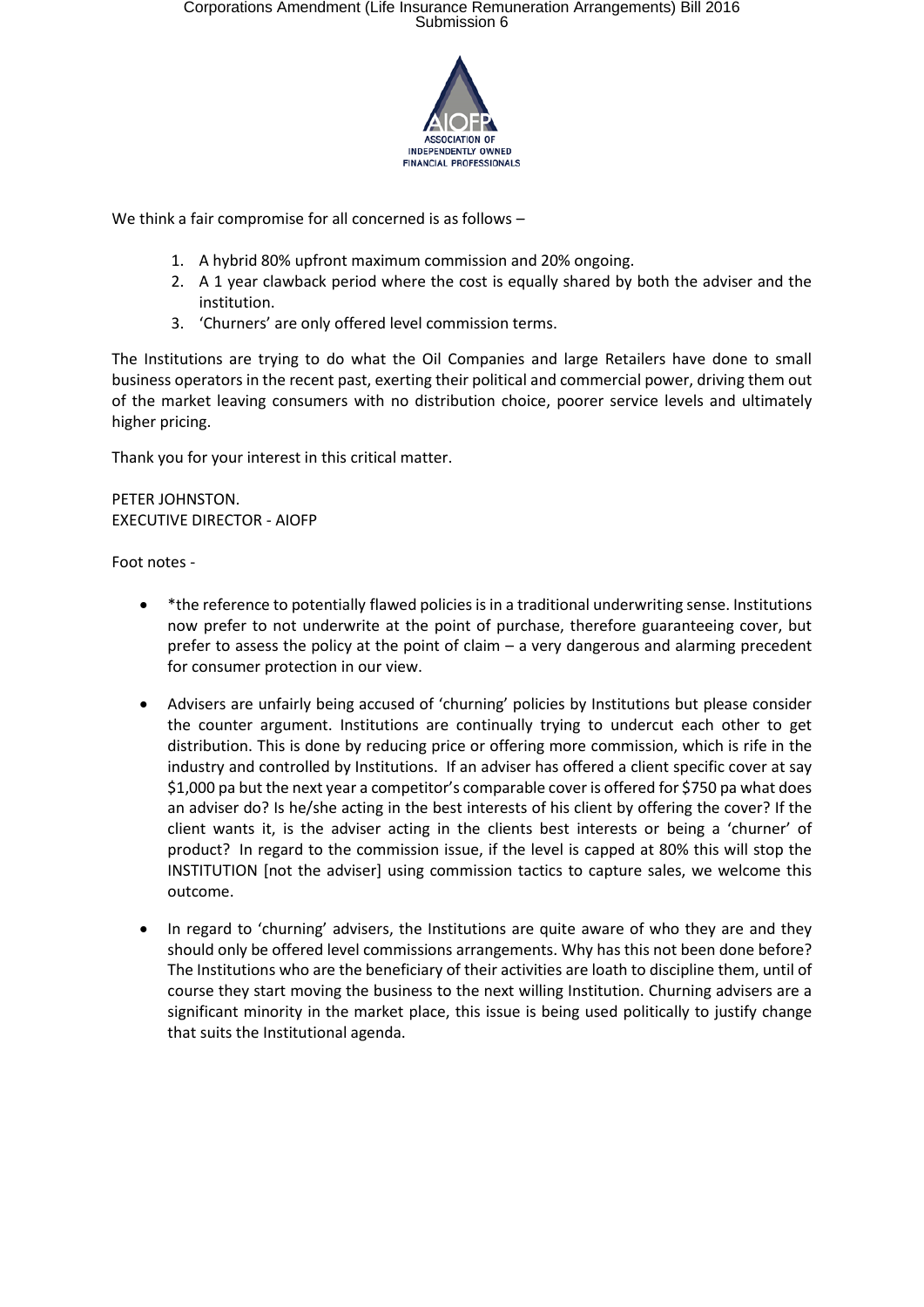We think a fair compromise for all concerned is as follows –

1. A hybrid 80% upfront maximum commission and 20% ongoing.
2. A 1 year clawback period where the cost is equally shared by both the adviser and the institution.
3. 'Churners' are only offered level commission terms.

The Institutions are trying to do what the Oil Companies and large Retailers have done to small business operators in the recent past, exerting their political and commercial power, driving them out of the market leaving consumers with no distribution choice, poorer service levels and ultimately higher pricing.

Thank you for your interest in this critical matter.

PETER JOHNSTON.
EXECUTIVE DIRECTOR - AIOFP

Foot notes -

- *the reference to potentially flawed policies is in a traditional underwriting sense. Institutions now prefer to not underwrite at the point of purchase, therefore guaranteeing cover, but prefer to assess the policy at the point of claim – a very dangerous and alarming precedent for consumer protection in our view.

- Advisers are unfairly being accused of 'churning' policies by Institutions but please consider the counter argument. Institutions are continually trying to undercut each other to get distribution. This is done by reducing price or offering more commission, which is rife in the industry and controlled by Institutions. If an adviser has offered a client specific cover at say $1,000 pa but the next year a competitor's comparable cover is offered for $750 pa what does an adviser do? Is he/she acting in the best interests of his client by offering the cover? If the client wants it, is the adviser acting in the clients best interests or being a 'churner' of product? In regard to the commission issue, if the level is capped at 80% this will stop the INSTITUTION [not the adviser] using commission tactics to capture sales, we welcome this outcome.

- In regard to 'churning' advisers, the Institutions are quite aware of who they are and they should only be offered level commissions arrangements. Why has this not been done before? The Institutions who are the beneficiary of their activities are loath to discipline them, until of course they start moving the business to the next willing Institution. Churning advisers are a significant minority in the market place, this issue is being used politically to justify change that suits the Institutional agenda.